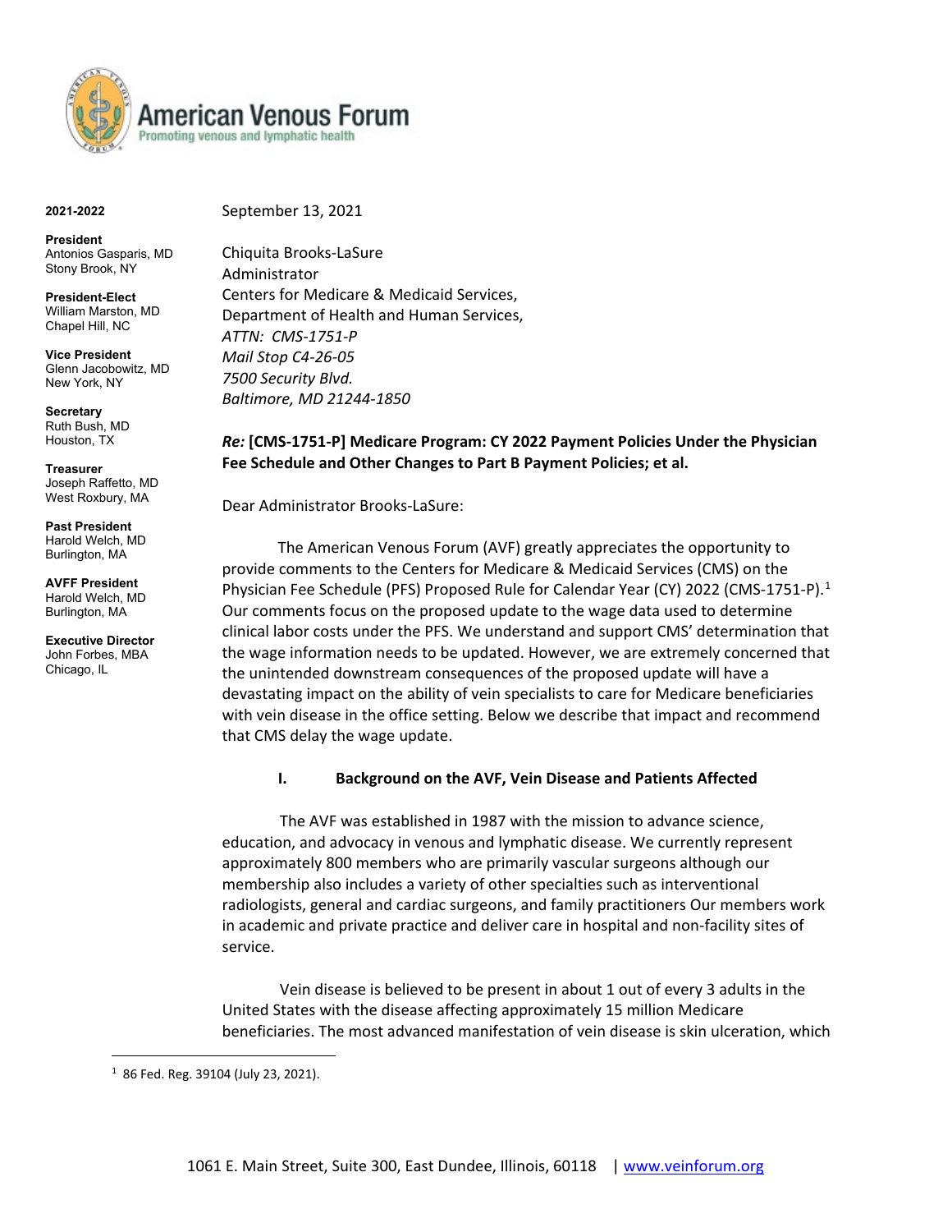American Venous Forum
Promoting venous and lymphatic health

**2021-2022**

**President**
Antonios Gasparis, MD
Stony Brook, NY

**President-Elect**
William Marston, MD
Chapel Hill, NC

**Vice President**
Glenn Jacobowitz, MD
New York, NY

**Secretary**
Ruth Bush, MD
Houston, TX

**Treasurer**
Joseph Raffetto, MD
West Roxbury, MA

**Past President**
Harold Welch, MD
Burlington, MA

**AVFF President**
Harold Welch, MD
Burlington, MA

**Executive Director**
John Forbes, MBA
Chicago, IL

September 13, 2021

Chiquita Brooks-LaSure
Administrator
Centers for Medicare & Medicaid Services,
Department of Health and Human Services,
*ATTN: CMS-1751-P*
*Mail Stop C4-26-05*
*7500 Security Blvd.*
*Baltimore, MD 21244-1850*

***Re:*** **[CMS-1751-P] Medicare Program: CY 2022 Payment Policies Under the Physician Fee Schedule and Other Changes to Part B Payment Policies; et al.**

Dear Administrator Brooks-LaSure:

The American Venous Forum (AVF) greatly appreciates the opportunity to provide comments to the Centers for Medicare & Medicaid Services (CMS) on the Physician Fee Schedule (PFS) Proposed Rule for Calendar Year (CY) 2022 (CMS-1751-P).[1] Our comments focus on the proposed update to the wage data used to determine clinical labor costs under the PFS. We understand and support CMS' determination that the wage information needs to be updated. However, we are extremely concerned that the unintended downstream consequences of the proposed update will have a devastating impact on the ability of vein specialists to care for Medicare beneficiaries with vein disease in the office setting. Below we describe that impact and recommend that CMS delay the wage update.

## I. Background on the AVF, Vein Disease and Patients Affected

The AVF was established in 1987 with the mission to advance science, education, and advocacy in venous and lymphatic disease. We currently represent approximately 800 members who are primarily vascular surgeons although our membership also includes a variety of other specialties such as interventional radiologists, general and cardiac surgeons, and family practitioners Our members work in academic and private practice and deliver care in hospital and non-facility sites of service.

Vein disease is believed to be present in about 1 out of every 3 adults in the United States with the disease affecting approximately 15 million Medicare beneficiaries. The most advanced manifestation of vein disease is skin ulceration, which

[1] 86 Fed. Reg. 39104 (July 23, 2021).

1061 E. Main Street, Suite 300, East Dundee, Illinois, 60118 | www.veinforum.org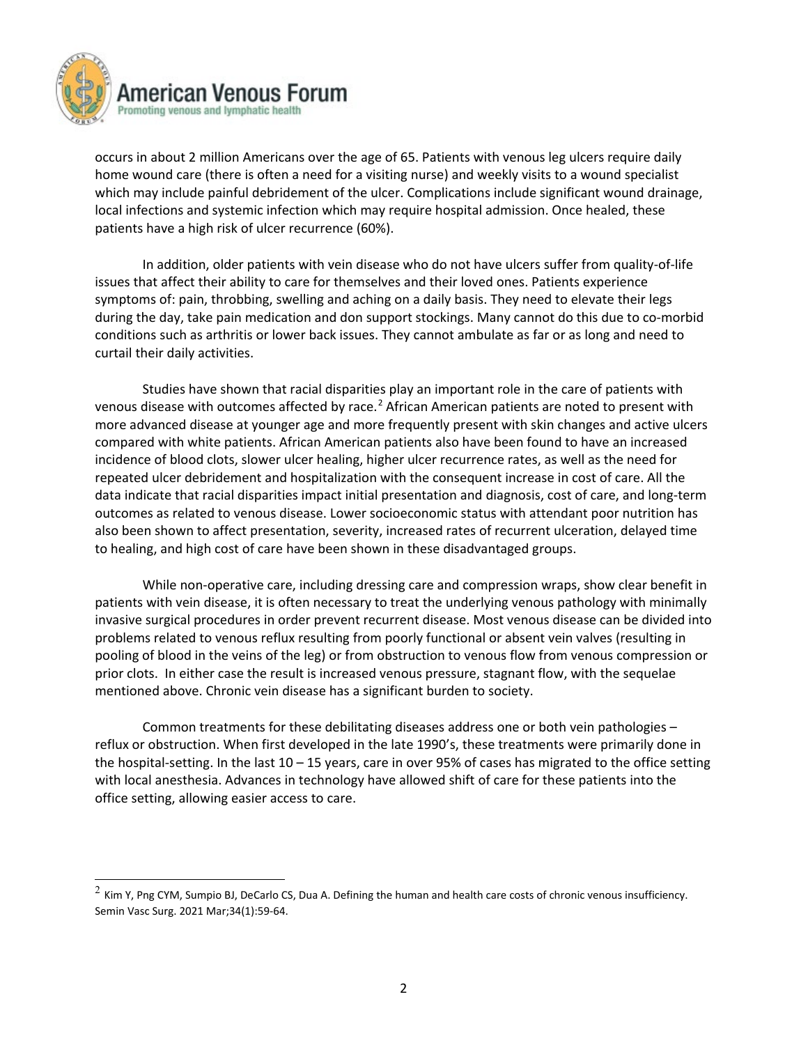occurs in about 2 million Americans over the age of 65. Patients with venous leg ulcers require daily home wound care (there is often a need for a visiting nurse) and weekly visits to a wound specialist which may include painful debridement of the ulcer. Complications include significant wound drainage, local infections and systemic infection which may require hospital admission. Once healed, these patients have a high risk of ulcer recurrence (60%).

In addition, older patients with vein disease who do not have ulcers suffer from quality-of-life issues that affect their ability to care for themselves and their loved ones. Patients experience symptoms of: pain, throbbing, swelling and aching on a daily basis. They need to elevate their legs during the day, take pain medication and don support stockings. Many cannot do this due to co-morbid conditions such as arthritis or lower back issues. They cannot ambulate as far or as long and need to curtail their daily activities.

Studies have shown that racial disparities play an important role in the care of patients with venous disease with outcomes affected by race.[2] African American patients are noted to present with more advanced disease at younger age and more frequently present with skin changes and active ulcers compared with white patients. African American patients also have been found to have an increased incidence of blood clots, slower ulcer healing, higher ulcer recurrence rates, as well as the need for repeated ulcer debridement and hospitalization with the consequent increase in cost of care. All the data indicate that racial disparities impact initial presentation and diagnosis, cost of care, and long-term outcomes as related to venous disease. Lower socioeconomic status with attendant poor nutrition has also been shown to affect presentation, severity, increased rates of recurrent ulceration, delayed time to healing, and high cost of care have been shown in these disadvantaged groups.

While non-operative care, including dressing care and compression wraps, show clear benefit in patients with vein disease, it is often necessary to treat the underlying venous pathology with minimally invasive surgical procedures in order prevent recurrent disease. Most venous disease can be divided into problems related to venous reflux resulting from poorly functional or absent vein valves (resulting in pooling of blood in the veins of the leg) or from obstruction to venous flow from venous compression or prior clots. In either case the result is increased venous pressure, stagnant flow, with the sequelae mentioned above. Chronic vein disease has a significant burden to society.

Common treatments for these debilitating diseases address one or both vein pathologies – reflux or obstruction. When first developed in the late 1990's, these treatments were primarily done in the hospital-setting. In the last 10 – 15 years, care in over 95% of cases has migrated to the office setting with local anesthesia. Advances in technology have allowed shift of care for these patients into the office setting, allowing easier access to care.

---

[2] Kim Y, Png CYM, Sumpio BJ, DeCarlo CS, Dua A. Defining the human and health care costs of chronic venous insufficiency. Semin Vasc Surg. 2021 Mar;34(1):59-64.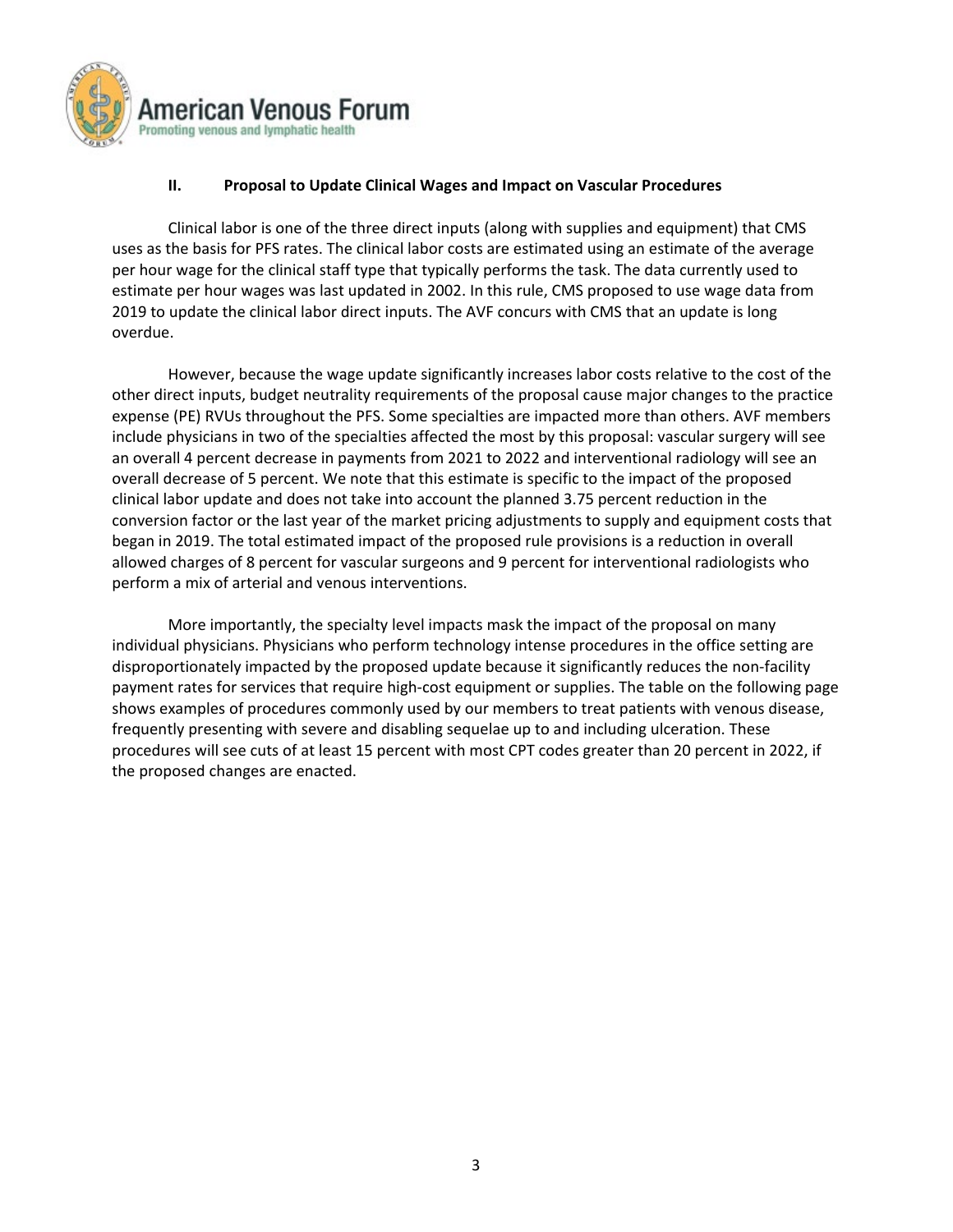## II. Proposal to Update Clinical Wages and Impact on Vascular Procedures

Clinical labor is one of the three direct inputs (along with supplies and equipment) that CMS uses as the basis for PFS rates. The clinical labor costs are estimated using an estimate of the average per hour wage for the clinical staff type that typically performs the task. The data currently used to estimate per hour wages was last updated in 2002. In this rule, CMS proposed to use wage data from 2019 to update the clinical labor direct inputs. The AVF concurs with CMS that an update is long overdue.

However, because the wage update significantly increases labor costs relative to the cost of the other direct inputs, budget neutrality requirements of the proposal cause major changes to the practice expense (PE) RVUs throughout the PFS. Some specialties are impacted more than others. AVF members include physicians in two of the specialties affected the most by this proposal: vascular surgery will see an overall 4 percent decrease in payments from 2021 to 2022 and interventional radiology will see an overall decrease of 5 percent. We note that this estimate is specific to the impact of the proposed clinical labor update and does not take into account the planned 3.75 percent reduction in the conversion factor or the last year of the market pricing adjustments to supply and equipment costs that began in 2019. The total estimated impact of the proposed rule provisions is a reduction in overall allowed charges of 8 percent for vascular surgeons and 9 percent for interventional radiologists who perform a mix of arterial and venous interventions.

More importantly, the specialty level impacts mask the impact of the proposal on many individual physicians. Physicians who perform technology intense procedures in the office setting are disproportionately impacted by the proposed update because it significantly reduces the non-facility payment rates for services that require high-cost equipment or supplies. The table on the following page shows examples of procedures commonly used by our members to treat patients with venous disease, frequently presenting with severe and disabling sequelae up to and including ulceration. These procedures will see cuts of at least 15 percent with most CPT codes greater than 20 percent in 2022, if the proposed changes are enacted.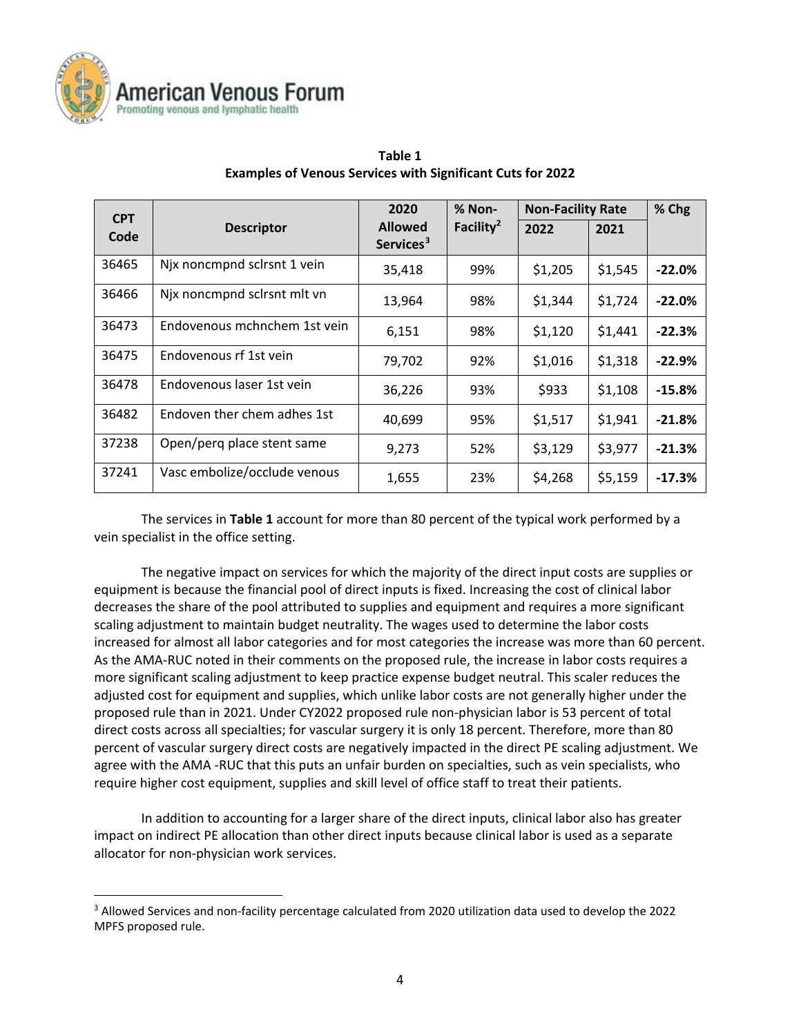**Table 1**
**Examples of Venous Services with Significant Cuts for 2022**

| CPT Code | Descriptor | 2020 Allowed Services[3] | % Non-Facility[2] | Non-Facility Rate | | % Chg |
|---|---|---|---|---|---|---|
| | | | | 2022 | 2021 | |
| 36465 | Njx noncmpnd sclrsnt 1 vein | 35,418 | 99% | $1,205 | $1,545 | **-22.0%** |
| 36466 | Njx noncmpnd sclrsnt mlt vn | 13,964 | 98% | $1,344 | $1,724 | **-22.0%** |
| 36473 | Endovenous mchnchem 1st vein | 6,151 | 98% | $1,120 | $1,441 | **-22.3%** |
| 36475 | Endovenous rf 1st vein | 79,702 | 92% | $1,016 | $1,318 | **-22.9%** |
| 36478 | Endovenous laser 1st vein | 36,226 | 93% | $933 | $1,108 | **-15.8%** |
| 36482 | Endoven ther chem adhes 1st | 40,699 | 95% | $1,517 | $1,941 | **-21.8%** |
| 37238 | Open/perq place stent same | 9,273 | 52% | $3,129 | $3,977 | **-21.3%** |
| 37241 | Vasc embolize/occlude venous | 1,655 | 23% | $4,268 | $5,159 | **-17.3%** |

The services in **Table 1** account for more than 80 percent of the typical work performed by a vein specialist in the office setting.

The negative impact on services for which the majority of the direct input costs are supplies or equipment is because the financial pool of direct inputs is fixed. Increasing the cost of clinical labor decreases the share of the pool attributed to supplies and equipment and requires a more significant scaling adjustment to maintain budget neutrality. The wages used to determine the labor costs increased for almost all labor categories and for most categories the increase was more than 60 percent. As the AMA-RUC noted in their comments on the proposed rule, the increase in labor costs requires a more significant scaling adjustment to keep practice expense budget neutral. This scaler reduces the adjusted cost for equipment and supplies, which unlike labor costs are not generally higher under the proposed rule than in 2021. Under CY2022 proposed rule non-physician labor is 53 percent of total direct costs across all specialties; for vascular surgery it is only 18 percent. Therefore, more than 80 percent of vascular surgery direct costs are negatively impacted in the direct PE scaling adjustment. We agree with the AMA -RUC that this puts an unfair burden on specialties, such as vein specialists, who require higher cost equipment, supplies and skill level of office staff to treat their patients.

In addition to accounting for a larger share of the direct inputs, clinical labor also has greater impact on indirect PE allocation than other direct inputs because clinical labor is used as a separate allocator for non-physician work services.

[3] Allowed Services and non-facility percentage calculated from 2020 utilization data used to develop the 2022 MPFS proposed rule.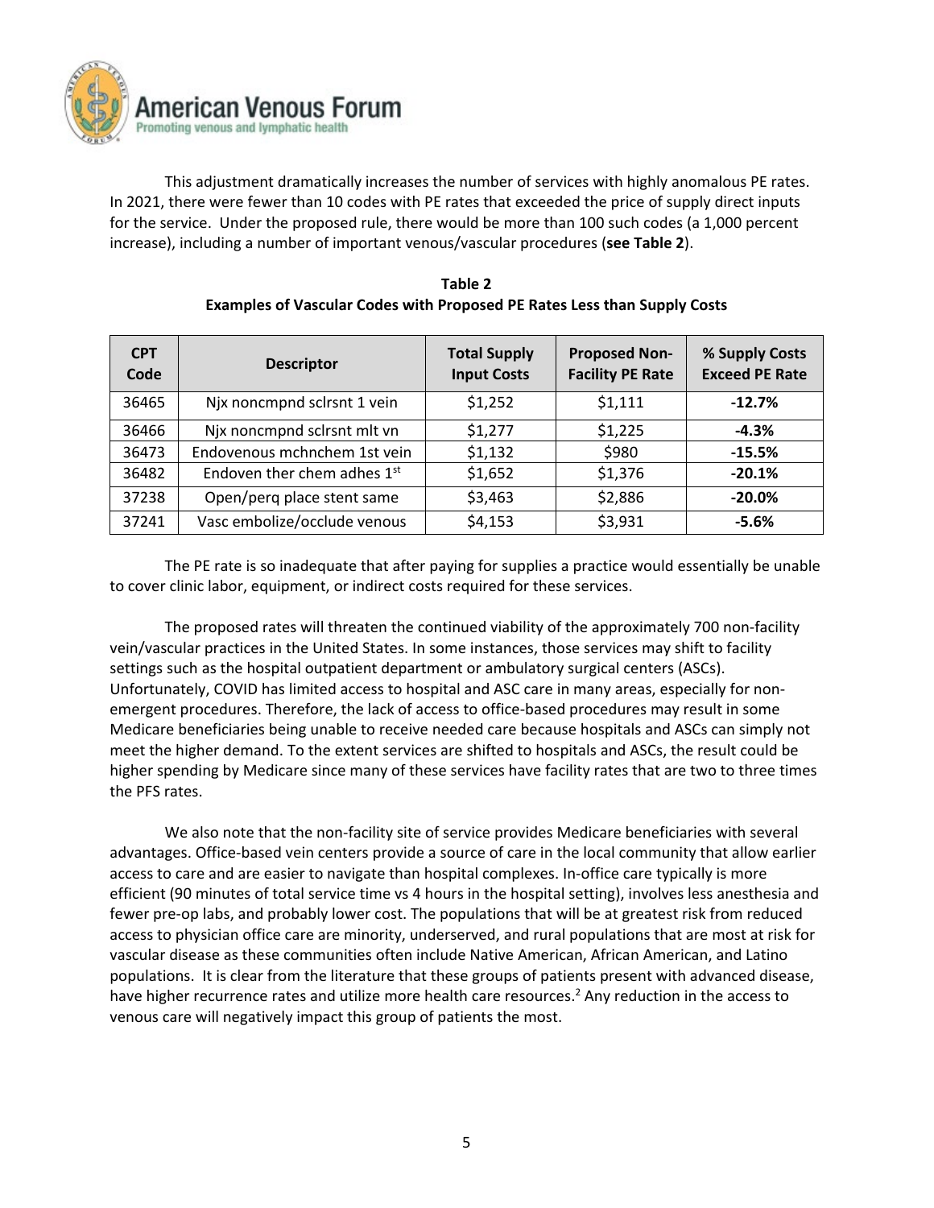This adjustment dramatically increases the number of services with highly anomalous PE rates. In 2021, there were fewer than 10 codes with PE rates that exceeded the price of supply direct inputs for the service. Under the proposed rule, there would be more than 100 such codes (a 1,000 percent increase), including a number of important venous/vascular procedures (**see Table 2**).

**Table 2**
**Examples of Vascular Codes with Proposed PE Rates Less than Supply Costs**

| CPT Code | Descriptor | Total Supply Input Costs | Proposed Non-Facility PE Rate | % Supply Costs Exceed PE Rate |
|---|---|---|---|---|
| 36465 | Njx noncmpnd sclrsnt 1 vein | $1,252 | $1,111 | **-12.7%** |
| 36466 | Njx noncmpnd sclrsnt mlt vn | $1,277 | $1,225 | **-4.3%** |
| 36473 | Endovenous mchnchem 1st vein | $1,132 | $980 | **-15.5%** |
| 36482 | Endoven ther chem adhes 1st | $1,652 | $1,376 | **-20.1%** |
| 37238 | Open/perq place stent same | $3,463 | $2,886 | **-20.0%** |
| 37241 | Vasc embolize/occlude venous | $4,153 | $3,931 | **-5.6%** |

The PE rate is so inadequate that after paying for supplies a practice would essentially be unable to cover clinic labor, equipment, or indirect costs required for these services.

The proposed rates will threaten the continued viability of the approximately 700 non-facility vein/vascular practices in the United States. In some instances, those services may shift to facility settings such as the hospital outpatient department or ambulatory surgical centers (ASCs). Unfortunately, COVID has limited access to hospital and ASC care in many areas, especially for non-emergent procedures. Therefore, the lack of access to office-based procedures may result in some Medicare beneficiaries being unable to receive needed care because hospitals and ASCs can simply not meet the higher demand. To the extent services are shifted to hospitals and ASCs, the result could be higher spending by Medicare since many of these services have facility rates that are two to three times the PFS rates.

We also note that the non-facility site of service provides Medicare beneficiaries with several advantages. Office-based vein centers provide a source of care in the local community that allow earlier access to care and are easier to navigate than hospital complexes. In-office care typically is more efficient (90 minutes of total service time vs 4 hours in the hospital setting), involves less anesthesia and fewer pre-op labs, and probably lower cost. The populations that will be at greatest risk from reduced access to physician office care are minority, underserved, and rural populations that are most at risk for vascular disease as these communities often include Native American, African American, and Latino populations. It is clear from the literature that these groups of patients present with advanced disease, have higher recurrence rates and utilize more health care resources.[2] Any reduction in the access to venous care will negatively impact this group of patients the most.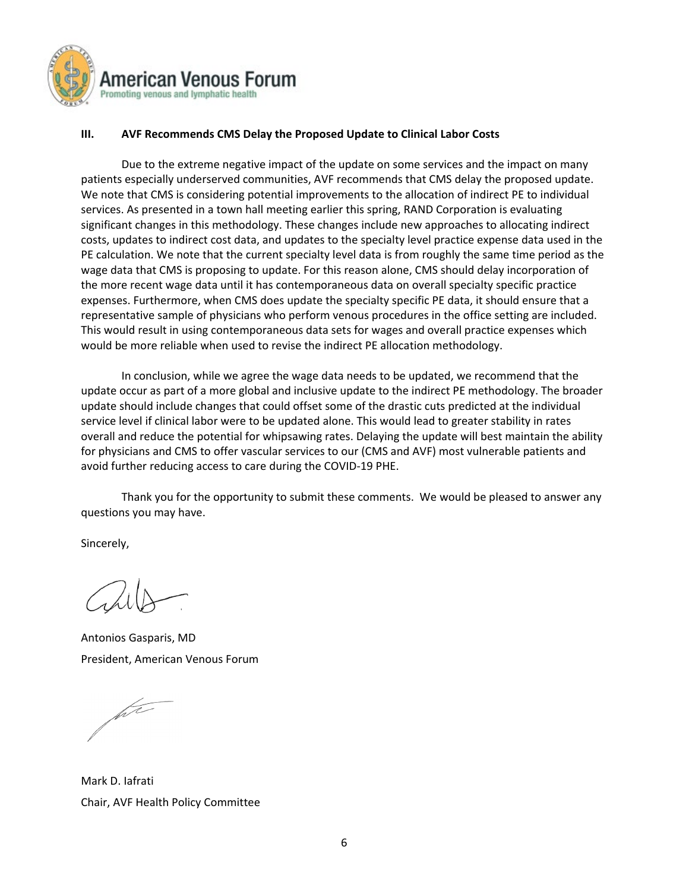### III. AVF Recommends CMS Delay the Proposed Update to Clinical Labor Costs

Due to the extreme negative impact of the update on some services and the impact on many patients especially underserved communities, AVF recommends that CMS delay the proposed update. We note that CMS is considering potential improvements to the allocation of indirect PE to individual services. As presented in a town hall meeting earlier this spring, RAND Corporation is evaluating significant changes in this methodology. These changes include new approaches to allocating indirect costs, updates to indirect cost data, and updates to the specialty level practice expense data used in the PE calculation. We note that the current specialty level data is from roughly the same time period as the wage data that CMS is proposing to update. For this reason alone, CMS should delay incorporation of the more recent wage data until it has contemporaneous data on overall specialty specific practice expenses. Furthermore, when CMS does update the specialty specific PE data, it should ensure that a representative sample of physicians who perform venous procedures in the office setting are included. This would result in using contemporaneous data sets for wages and overall practice expenses which would be more reliable when used to revise the indirect PE allocation methodology.

In conclusion, while we agree the wage data needs to be updated, we recommend that the update occur as part of a more global and inclusive update to the indirect PE methodology. The broader update should include changes that could offset some of the drastic cuts predicted at the individual service level if clinical labor were to be updated alone. This would lead to greater stability in rates overall and reduce the potential for whipsawing rates. Delaying the update will best maintain the ability for physicians and CMS to offer vascular services to our (CMS and AVF) most vulnerable patients and avoid further reducing access to care during the COVID-19 PHE.

Thank you for the opportunity to submit these comments. We would be pleased to answer any questions you may have.

Sincerely,

Antonios Gasparis, MD
President, American Venous Forum

Mark D. Iafrati
Chair, AVF Health Policy Committee